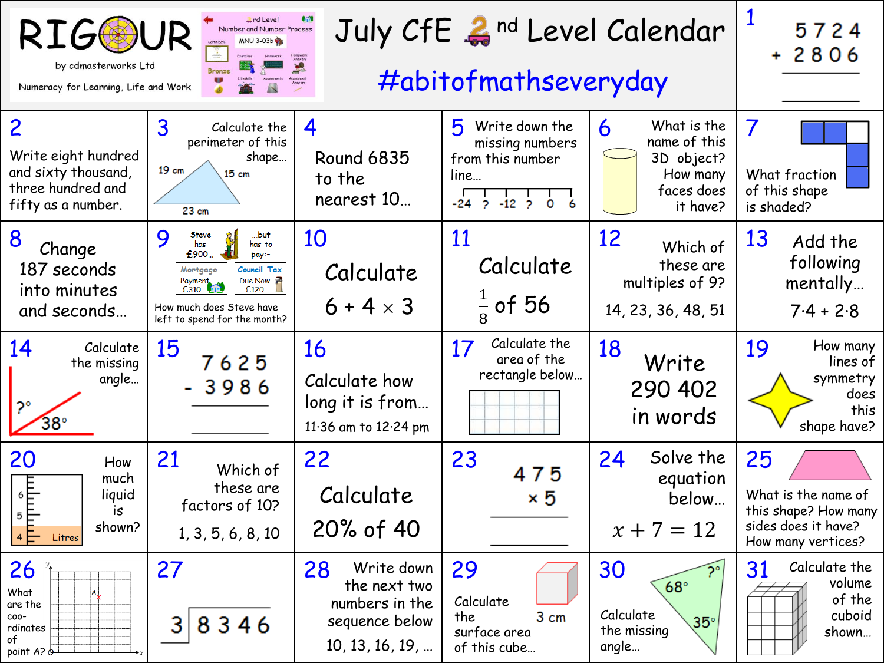# RIGOUR

by cdmasterworks Ltd

Numeracy for Learning, Life and Work

2nd Level — Number and Number Process — MNU 3-03b — Bronze

# July CfE 2nd Level Calendar

## #abitofmathseveryday

**1**

$$\begin{array}{r} 5724 \\ +\ 2806 \\ \hline \end{array}$$

**2** Write eight hundred and sixty thousand, three hundred and fifty as a number.

**3** Calculate the perimeter of this shape… (19 cm, 15 cm, 23 cm)

**4** Round 6835 to the nearest 10…

**5** Write down the missing numbers from this number line… (-24, ?, -12, ?, 0, 6)

**6** What is the name of this 3D object? How many faces does it have?

**7** What fraction of this shape is shaded?

**8** Change 187 seconds into minutes and seconds…

**9** Steve has £900… …but has to pay:- Mortgage Payment £310, Council Tax Due Now £120. How much does Steve have left to spend for the month?

**10** Calculate $6 + 4 \times 3$

**11** Calculate $\frac{1}{8}$ of 56

**12** Which of these are multiples of 9? 14, 23, 36, 48, 51

**13** Add the following mentally… 7·4 + 2·8

**14** Calculate the missing angle… (?°, 38°)

**15**

$$\begin{array}{r} 7625 \\ -\ 3986 \\ \hline \end{array}$$

**16** Calculate how long it is from… 11·36 am to 12·24 pm

**17** Calculate the area of the rectangle below…

**18** Write 290 402 in words

**19** How many lines of symmetry does this shape have?

**20** How much liquid is shown? (4, 5, 6 Litres)

**21** Which of these are factors of 10? 1, 3, 5, 6, 8, 10

**22** Calculate 20% of 40

**23**

$$\begin{array}{r} 475 \\ \times\ 5 \\ \hline \end{array}$$

**24** Solve the equation below… $x + 7 = 12$

**25** What is the name of this shape? How many sides does it have? How many vertices?

**26** What are the co-ordinates of point A?

**27** $3\overline{)8346}$

**28** Write down the next two numbers in the sequence below 10, 13, 16, 19, …

**29** Calculate the surface area of this cube… (3 cm)

**30** Calculate the missing angle… (?°, 68°, 35°)

**31** Calculate the volume of the cuboid shown…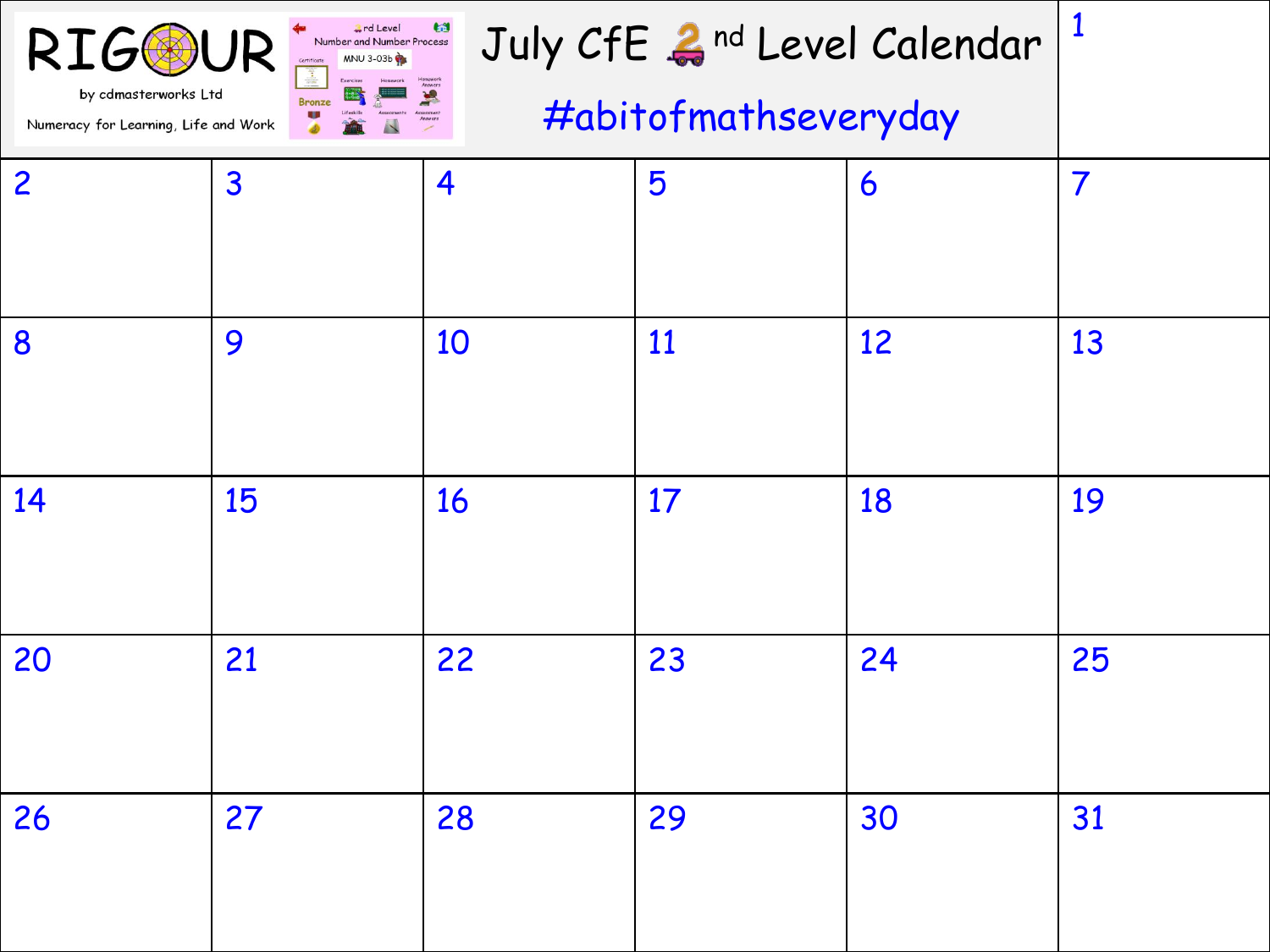RIGOUR

by cdmasterworks Ltd

Numeracy for Learning, Life and Work

# July CfE 2nd Level Calendar

#abitofmathseveryday

| | | | | | |
|---|---|---|---|---|---|
| | | | | | 1 |
| 2 | 3 | 4 | 5 | 6 | 7 |
| 8 | 9 | 10 | 11 | 12 | 13 |
| 14 | 15 | 16 | 17 | 18 | 19 |
| 20 | 21 | 22 | 23 | 24 | 25 |
| 26 | 27 | 28 | 29 | 30 | 31 |